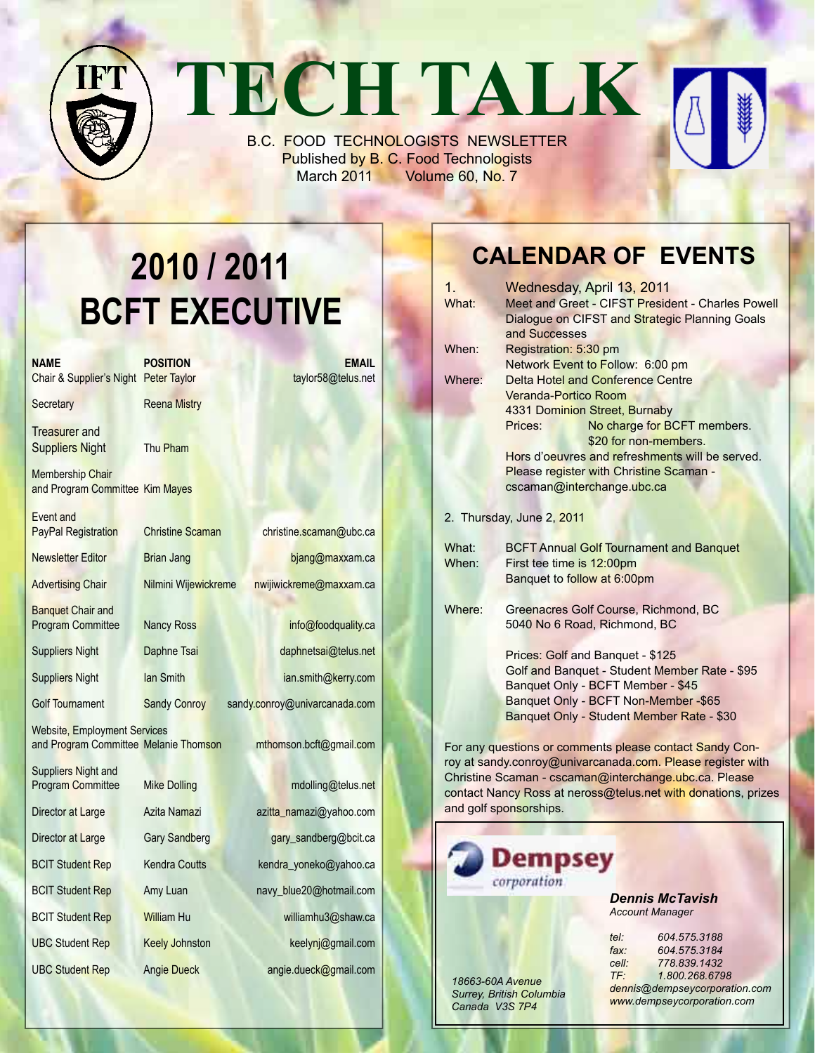# TECH TALK

B.C. FOOD TECHNOLOGISTS NEWSLETTER
Published by B. C. Food Technologists
March 2011 Volume 60, No. 7

## 2010 / 2011 BCFT EXECUTIVE

| NAME | POSITION | EMAIL |
|---|---|---|
| Chair & Supplier's Night | Peter Taylor | taylor58@telus.net |
| Secretary | Reena Mistry | |
| Treasurer and Suppliers Night | Thu Pham | |
| Membership Chair and Program Committee | Kim Mayes | |
| Event and PayPal Registration | Christine Scaman | christine.scaman@ubc.ca |
| Newsletter Editor | Brian Jang | bjang@maxxam.ca |
| Advertising Chair | Nilmini Wijewickreme | nwijiwickreme@maxxam.ca |
| Banquet Chair and Program Committee | Nancy Ross | info@foodquality.ca |
| Suppliers Night | Daphne Tsai | daphnetsai@telus.net |
| Suppliers Night | Ian Smith | ian.smith@kerry.com |
| Golf Tournament | Sandy Conroy | sandy.conroy@univarcanada.com |
| Website, Employment Services and Program Committee | Melanie Thomson | mthomson.bcft@gmail.com |
| Suppliers Night and Program Committee | Mike Dolling | mdolling@telus.net |
| Director at Large | Azita Namazi | azitta_namazi@yahoo.com |
| Director at Large | Gary Sandberg | gary_sandberg@bcit.ca |
| BCIT Student Rep | Kendra Coutts | kendra_yoneko@yahoo.ca |
| BCIT Student Rep | Amy Luan | navy_blue20@hotmail.com |
| BCIT Student Rep | William Hu | williamhu3@shaw.ca |
| UBC Student Rep | Keely Johnston | keelynj@gmail.com |
| UBC Student Rep | Angie Dueck | angie.dueck@gmail.com |

## CALENDAR OF EVENTS

1. Wednesday, April 13, 2011

**What:** Meet and Greet - CIFST President - Charles Powell Dialogue on CIFST and Strategic Planning Goals and Successes

**When:** Registration: 5:30 pm
Network Event to Follow: 6:00 pm

**Where:** Delta Hotel and Conference Centre
Veranda-Portico Room
4331 Dominion Street, Burnaby

Prices: No charge for BCFT members.
$20 for non-members.

Hors d'oeuvres and refreshments will be served.
Please register with Christine Scaman - cscaman@interchange.ubc.ca

2. Thursday, June 2, 2011

**What:** BCFT Annual Golf Tournament and Banquet

**When:** First tee time is 12:00pm
Banquet to follow at 6:00pm

**Where:** Greenacres Golf Course, Richmond, BC
5040 No 6 Road, Richmond, BC

Prices: Golf and Banquet - $125
Golf and Banquet - Student Member Rate - $95
Banquet Only - BCFT Member - $45
Banquet Only - BCFT Non-Member -$65
Banquet Only - Student Member Rate - $30

For any questions or comments please contact Sandy Conroy at sandy.conroy@univarcanada.com. Please register with Christine Scaman - cscaman@interchange.ubc.ca. Please contact Nancy Ross at neross@telus.net with donations, prizes and golf sponsorships.

**Dempsey** *corporation*

***Dennis McTavish***
*Account Manager*

*tel: 604.575.3188*
*fax: 604.575.3184*
*cell: 778.839.1432*
*TF: 1.800.268.6798*
*dennis@dempseycorporation.com*
*www.dempseycorporation.com*

*18663-60A Avenue*
*Surrey, British Columbia*
*Canada V3S 7P4*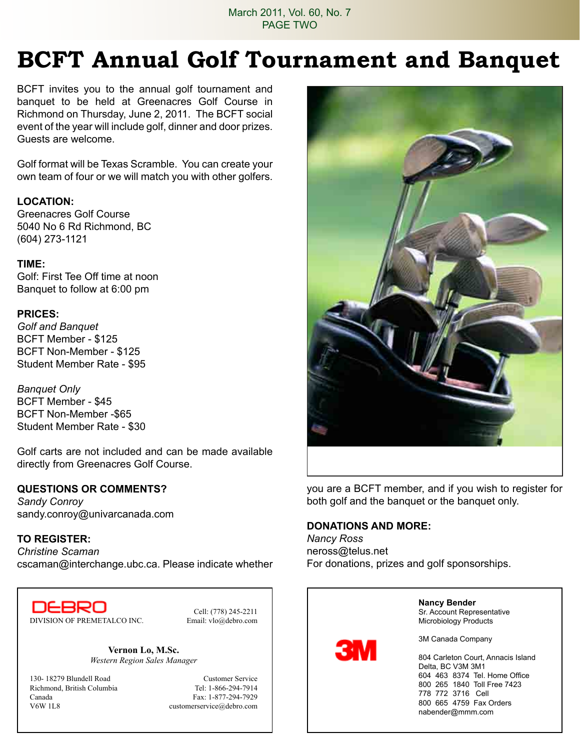# BCFT Annual Golf Tournament and Banquet

BCFT invites you to the annual golf tournament and banquet to be held at Greenacres Golf Course in Richmond on Thursday, June 2, 2011. The BCFT social event of the year will include golf, dinner and door prizes. Guests are welcome.

Golf format will be Texas Scramble. You can create your own team of four or we will match you with other golfers.

**LOCATION:**
Greenacres Golf Course
5040 No 6 Rd Richmond, BC
(604) 273-1121

**TIME:**
Golf: First Tee Off time at noon
Banquet to follow at 6:00 pm

**PRICES:**
*Golf and Banquet*
BCFT Member - $125
BCFT Non-Member - $125
Student Member Rate - $95

*Banquet Only*
BCFT Member - $45
BCFT Non-Member -$65
Student Member Rate - $30

Golf carts are not included and can be made available directly from Greenacres Golf Course.

**QUESTIONS OR COMMENTS?**
*Sandy Conroy*
sandy.conroy@univarcanada.com

**TO REGISTER:**
*Christine Scaman*
cscaman@interchange.ubc.ca. Please indicate whether you are a BCFT member, and if you wish to register for both golf and the banquet or the banquet only.

**DONATIONS AND MORE:**
*Nancy Ross*
neross@telus.net
For donations, prizes and golf sponsorships.

---

DEBRO
DIVISION OF PREMETALCO INC.

Cell: (778) 245-2211
Email: vlo@debro.com

**Vernon Lo, M.Sc.**
*Western Region Sales Manager*

130- 18279 Blundell Road
Richmond, British Columbia
Canada
V6W 1L8

Customer Service
Tel: 1-866-294-7914
Fax: 1-877-294-7929
customerservice@debro.com

---

3M

**Nancy Bender**
Sr. Account Representative
Microbiology Products

3M Canada Company

804 Carleton Court, Annacis Island
Delta, BC V3M 3M1
604 463 8374 Tel. Home Office
800 265 1840 Toll Free 7423
778 772 3716 Cell
800 665 4759 Fax Orders
nabender@mmm.com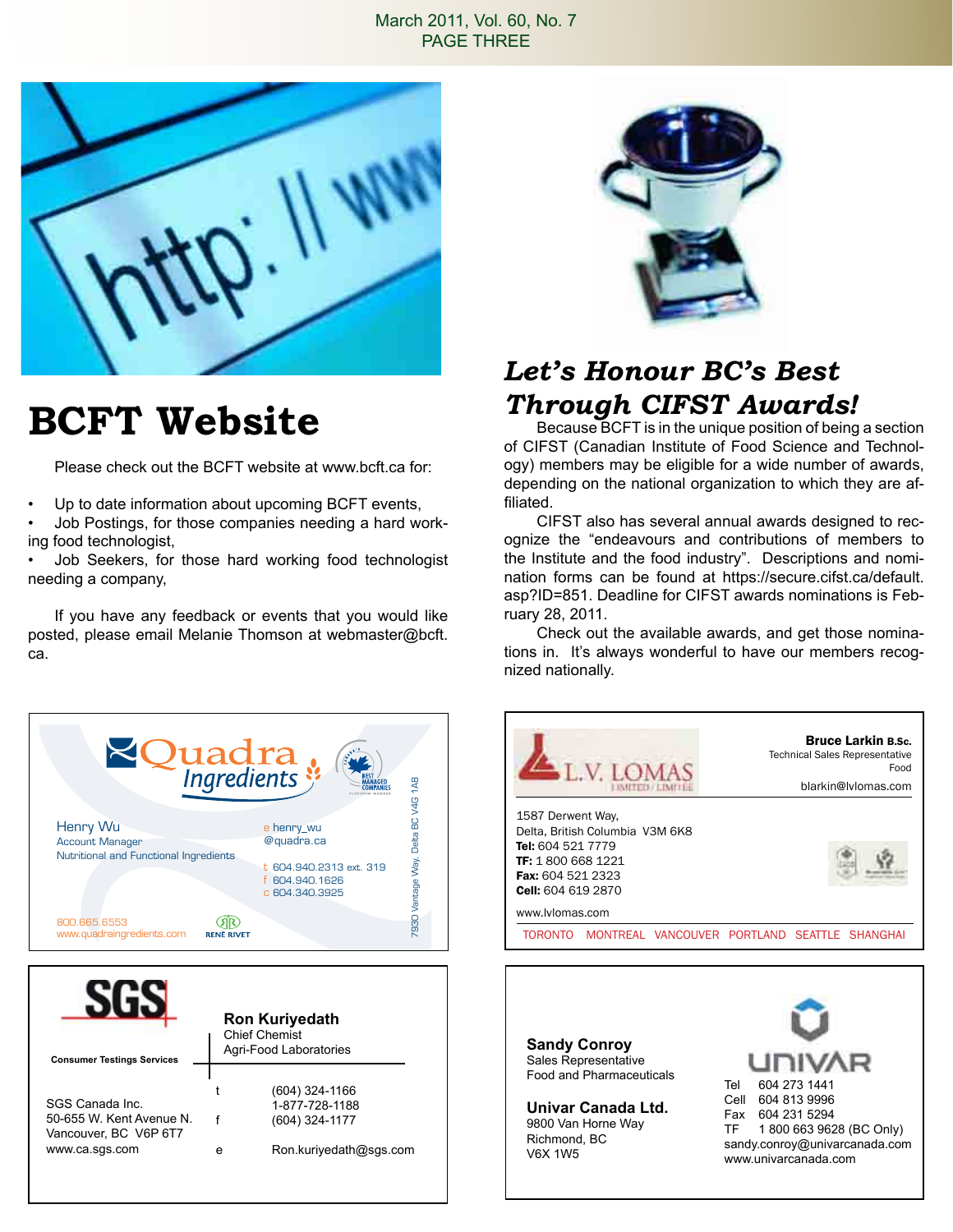# BCFT Website

Please check out the BCFT website at www.bcft.ca for:

- Up to date information about upcoming BCFT events,
- Job Postings, for those companies needing a hard working food technologist,
- Job Seekers, for those hard working food technologist needing a company,

If you have any feedback or events that you would like posted, please email Melanie Thomson at webmaster@bcft.ca.

# *Let's Honour BC's Best Through CIFST Awards!*

Because BCFT is in the unique position of being a section of CIFST (Canadian Institute of Food Science and Technology) members may be eligible for a wide number of awards, depending on the national organization to which they are affiliated.

CIFST also has several annual awards designed to recognize the "endeavours and contributions of members to the Institute and the food industry". Descriptions and nomination forms can be found at https://secure.cifst.ca/default.asp?ID=851. Deadline for CIFST awards nominations is February 28, 2011.

Check out the available awards, and get those nominations in. It's always wonderful to have our members recognized nationally.

---

**Quadra Ingredients**

Henry Wu
Account Manager
Nutritional and Functional Ingredients

e henry_wu@quadra.ca
t 604.940.2313 ext. 319
f 604.940.1626
c 604.340.3925

800.665.6553
www.quadraingredients.com

RENÉ RIVET

7930 Vantage Way, Delta BC V4G 1A8

---

**L.V. LOMAS** LIMITED / LIMITÉE

**Bruce Larkin B.Sc.**
Technical Sales Representative
Food
blarkin@lvlomas.com

1587 Derwent Way,
Delta, British Columbia V3M 6K8
**Tel:** 604 521 7779
**TF:** 1 800 668 1221
**Fax:** 604 521 2323
**Cell:** 604 619 2870

www.lvlomas.com

TORONTO MONTREAL VANCOUVER PORTLAND SEATTLE SHANGHAI

---

**SGS**
Consumer Testings Services

**Ron Kuriyedath**
Chief Chemist
Agri-Food Laboratories

SGS Canada Inc.
50-655 W. Kent Avenue N.
Vancouver, BC V6P 6T7
www.ca.sgs.com

t (604) 324-1166
1-877-728-1188
f (604) 324-1177
e Ron.kuriyedath@sgs.com

---

**Sandy Conroy**
Sales Representative
Food and Pharmaceuticals

**Univar Canada Ltd.**
9800 Van Horne Way
Richmond, BC
V6X 1W5

**UNIVAR**

Tel 604 273 1441
Cell 604 813 9996
Fax 604 231 5294
TF 1 800 663 9628 (BC Only)
sandy.conroy@univarcanada.com
www.univarcanada.com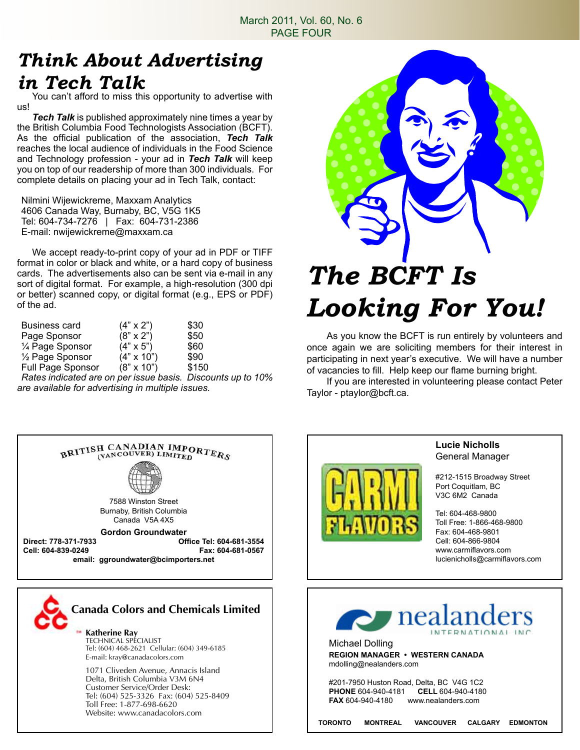# *Think About Advertising in Tech Talk*

You can't afford to miss this opportunity to advertise with us!

***Tech Talk*** is published approximately nine times a year by the British Columbia Food Technologists Association (BCFT). As the official publication of the association, ***Tech Talk*** reaches the local audience of individuals in the Food Science and Technology profession - your ad in ***Tech Talk*** will keep you on top of our readership of more than 300 individuals. For complete details on placing your ad in Tech Talk, contact:

Nilmini Wijewickreme, Maxxam Analytics
4606 Canada Way, Burnaby, BC, V5G 1K5
Tel: 604-734-7276 | Fax: 604-731-2386
E-mail: nwijewickreme@maxxam.ca

We accept ready-to-print copy of your ad in PDF or TIFF format in color or black and white, or a hard copy of business cards. The advertisements also can be sent via e-mail in any sort of digital format. For example, a high-resolution (300 dpi or better) scanned copy, or digital format (e.g., EPS or PDF) of the ad.

| | | |
|---|---|---|
| Business card | (4" x 2") | $30 |
| Page Sponsor | (8" x 2") | $50 |
| ¼ Page Sponsor | (4" x 5") | $60 |
| ½ Page Sponsor | (4" x 10") | $90 |
| Full Page Sponsor | (8" x 10") | $150 |

*Rates indicated are on per issue basis. Discounts up to 10% are available for advertising in multiple issues.*

# *The BCFT Is Looking For You!*

As you know the BCFT is run entirely by volunteers and once again we are soliciting members for their interest in participating in next year's executive. We will have a number of vacancies to fill. Help keep our flame burning bright.

If you are interested in volunteering please contact Peter Taylor - ptaylor@bcft.ca.

---

**BRITISH CANADIAN IMPORTERS (VANCOUVER) LIMITED**

7588 Winston Street
Burnaby, British Columbia
Canada V5A 4X5

**Gordon Groundwater**
**Direct: 778-371-7933** **Office Tel: 604-681-3554**
**Cell: 604-839-0249** **Fax: 604-681-0567**
**email: ggroundwater@bcimporters.net**

---

**CARMI FLAVORS**

**Lucie Nicholls**
General Manager

#212-1515 Broadway Street
Port Coquitlam, BC
V3C 6M2 Canada

Tel: 604-468-9800
Toll Free: 1-866-468-9800
Fax: 604-468-9801
Cell: 604-866-9804
www.carmiflavors.com
lucienicholls@carmiflavors.com

---

**Canada Colors and Chemicals Limited**

**Katherine Ray**
TECHNICAL SPECIALIST
Tel: (604) 468-2621 Cellular: (604) 349-6185
E-mail: kray@canadacolors.com

1071 Cliveden Avenue, Annacis Island
Delta, British Columbia V3M 6N4
Customer Service/Order Desk:
Tel: (604) 525-3326 Fax: (604) 525-8409
Toll Free: 1-877-698-6620
Website: www.canadacolors.com

---

**nealanders INTERNATIONAL INC**

Michael Dolling
**REGION MANAGER • WESTERN CANADA**
mdolling@nealanders.com

#201-7950 Huston Road, Delta, BC V4G 1C2
**PHONE** 604-940-4181 **CELL** 604-940-4180
**FAX** 604-940-4180 www.nealanders.com

**TORONTO MONTREAL VANCOUVER CALGARY EDMONTON**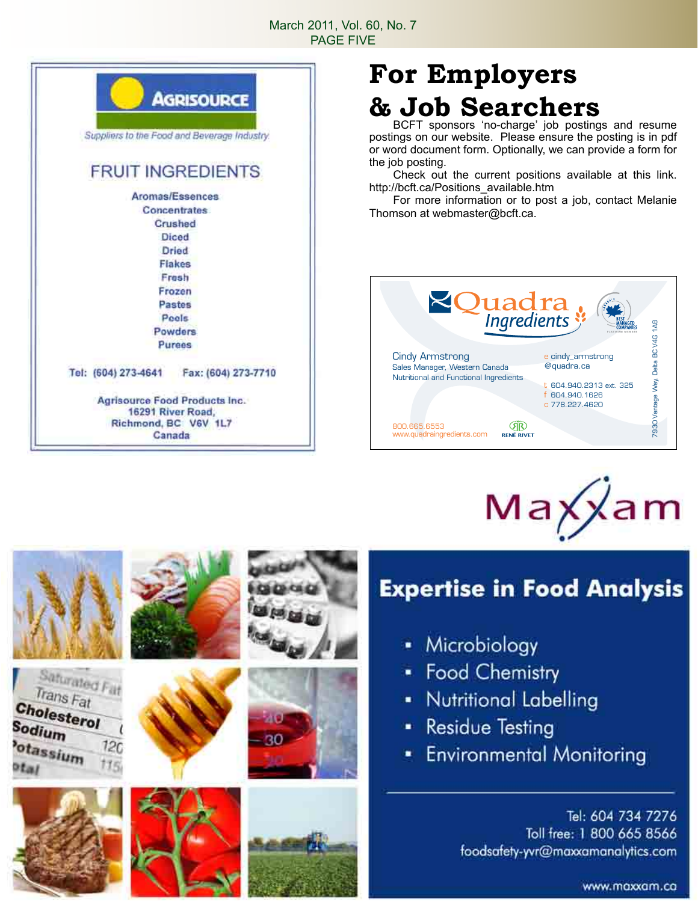## AGRISOURCE

*Suppliers to the Food and Beverage Industry*

### FRUIT INGREDIENTS

Aromas/Essences
Concentrates
Crushed
Diced
Dried
Flakes
Fresh
Frozen
Pastes
Peels
Powders
Purees

Tel: (604) 273-4641 Fax: (604) 273-7710

Agrisource Food Products Inc.
16291 River Road,
Richmond, BC V6V 1L7
Canada

# For Employers & Job Searchers

BCFT sponsors 'no-charge' job postings and resume postings on our website. Please ensure the posting is in pdf or word document form. Optionally, we can provide a form for the job posting.

Check out the current positions available at this link. http://bcft.ca/Positions_available.htm

For more information or to post a job, contact Melanie Thomson at webmaster@bcft.ca.

## Quadra Ingredients

Cindy Armstrong
Sales Manager, Western Canada
Nutritional and Functional Ingredients

e cindy_armstrong@quadra.ca
t 604.940.2313 ext. 325
f 604.940.1626
c 778.227.4620

7930 Vantage Way, Delta BC V4G 1A8

800.665.6553
www.quadraingredients.com

RENÉ RIVET

## Maxxam

### Expertise in Food Analysis

- Microbiology
- Food Chemistry
- Nutritional Labelling
- Residue Testing
- Environmental Monitoring

Tel: 604 734 7276
Toll free: 1 800 665 8566
foodsafety-yvr@maxxamanalytics.com

www.maxxam.ca